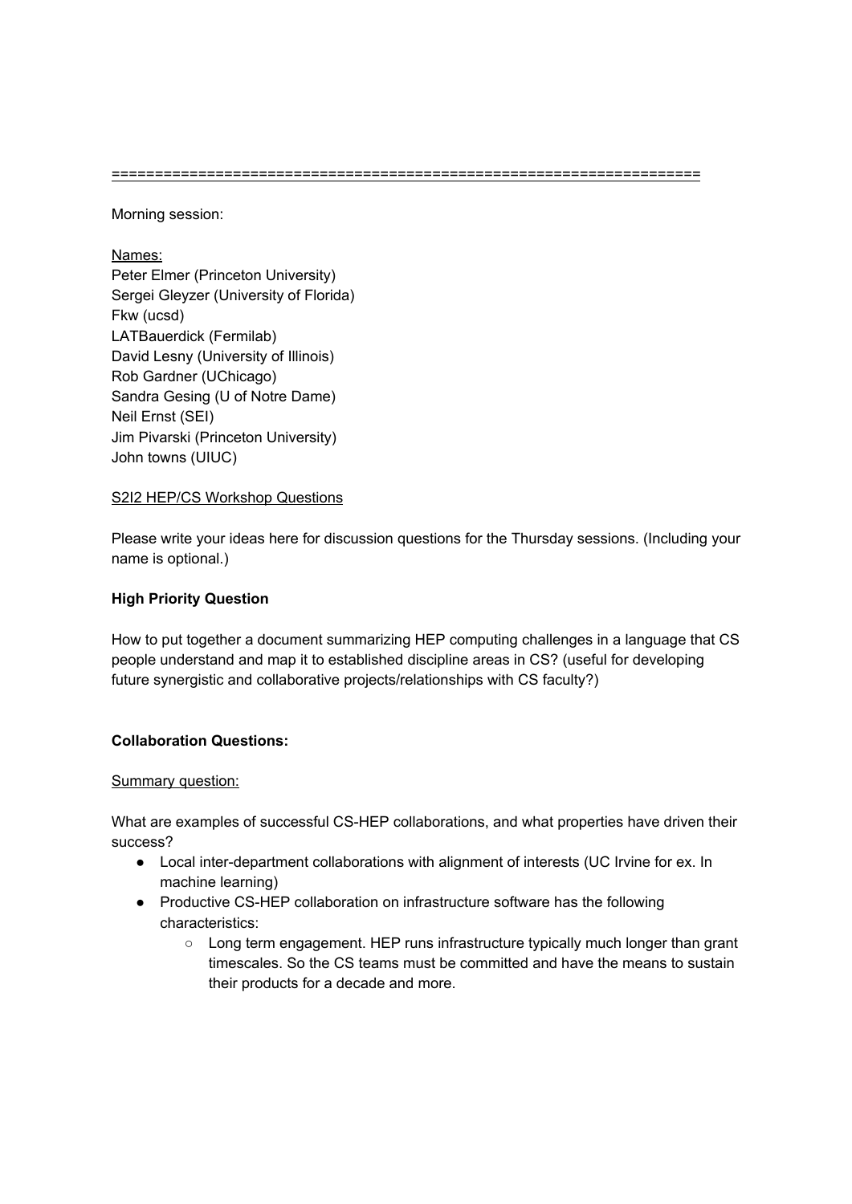==================================================================

Morning session:

Names:
Peter Elmer (Princeton University)
Sergei Gleyzer (University of Florida)
Fkw (ucsd)
LATBauerdick (Fermilab)
David Lesny (University of Illinois)
Rob Gardner (UChicago)
Sandra Gesing (U of Notre Dame)
Neil Ernst (SEI)
Jim Pivarski (Princeton University)
John towns (UIUC)

S2I2 HEP/CS Workshop Questions

Please write your ideas here for discussion questions for the Thursday sessions. (Including your name is optional.)

**High Priority Question**

How to put together a document summarizing HEP computing challenges in a language that CS people understand and map it to established discipline areas in CS? (useful for developing future synergistic and collaborative projects/relationships with CS faculty?)

**Collaboration Questions:**

Summary question:

What are examples of successful CS-HEP collaborations, and what properties have driven their success?

- Local inter-department collaborations with alignment of interests (UC Irvine for ex. In machine learning)
- Productive CS-HEP collaboration on infrastructure software has the following characteristics:
  - Long term engagement. HEP runs infrastructure typically much longer than grant timescales. So the CS teams must be committed and have the means to sustain their products for a decade and more.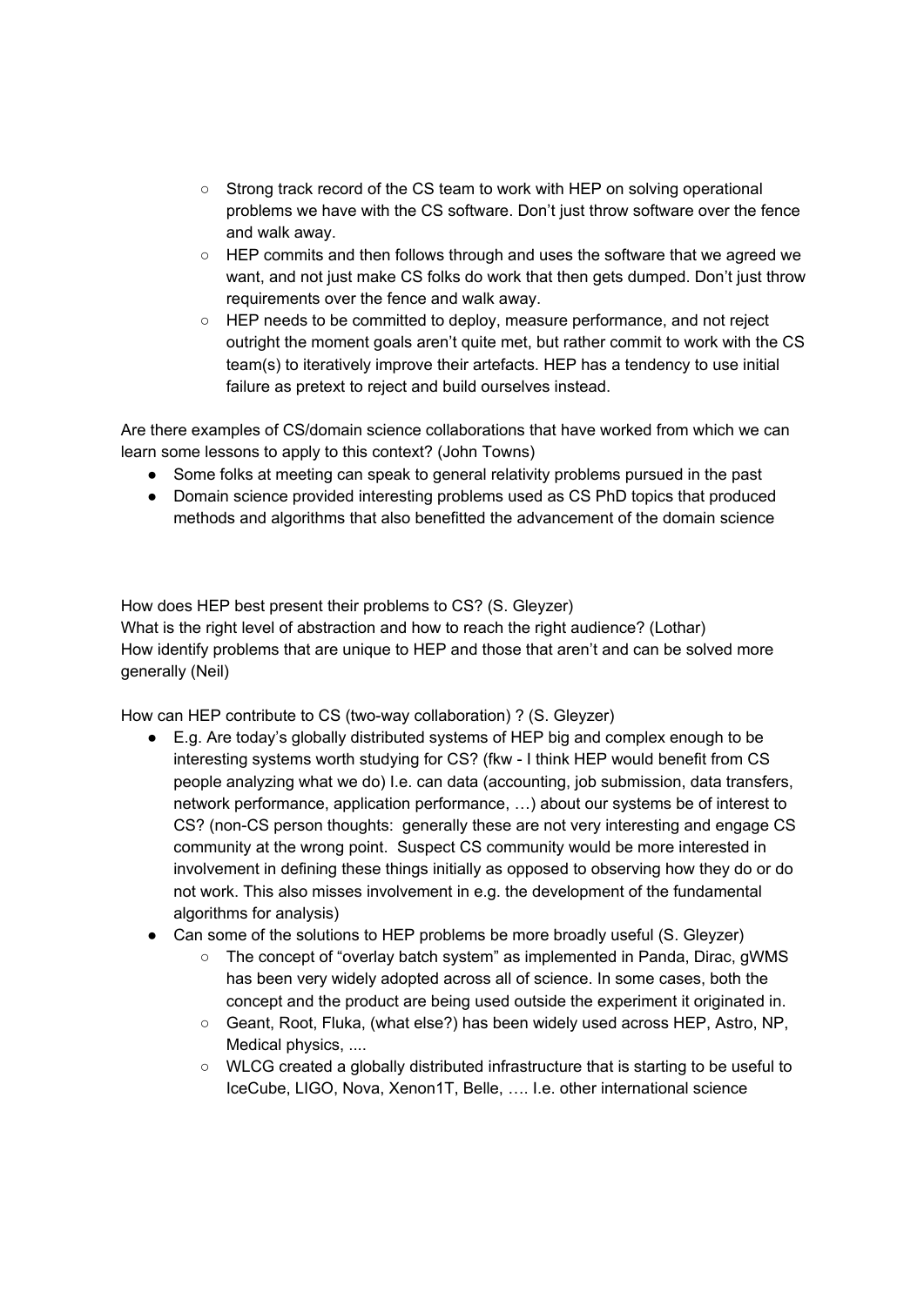- Strong track record of the CS team to work with HEP on solving operational problems we have with the CS software. Don't just throw software over the fence and walk away.
    - HEP commits and then follows through and uses the software that we agreed we want, and not just make CS folks do work that then gets dumped. Don't just throw requirements over the fence and walk away.
    - HEP needs to be committed to deploy, measure performance, and not reject outright the moment goals aren't quite met, but rather commit to work with the CS team(s) to iteratively improve their artefacts. HEP has a tendency to use initial failure as pretext to reject and build ourselves instead.

Are there examples of CS/domain science collaborations that have worked from which we can learn some lessons to apply to this context? (John Towns)

- Some folks at meeting can speak to general relativity problems pursued in the past
- Domain science provided interesting problems used as CS PhD topics that produced methods and algorithms that also benefitted the advancement of the domain science

How does HEP best present their problems to CS? (S. Gleyzer)
What is the right level of abstraction and how to reach the right audience? (Lothar)
How identify problems that are unique to HEP and those that aren't and can be solved more generally (Neil)

How can HEP contribute to CS (two-way collaboration) ? (S. Gleyzer)

- E.g. Are today's globally distributed systems of HEP big and complex enough to be interesting systems worth studying for CS? (fkw - I think HEP would benefit from CS people analyzing what we do) I.e. can data (accounting, job submission, data transfers, network performance, application performance, …) about our systems be of interest to CS? (non-CS person thoughts: generally these are not very interesting and engage CS community at the wrong point. Suspect CS community would be more interested in involvement in defining these things initially as opposed to observing how they do or do not work. This also misses involvement in e.g. the development of the fundamental algorithms for analysis)
- Can some of the solutions to HEP problems be more broadly useful (S. Gleyzer)
    - The concept of "overlay batch system" as implemented in Panda, Dirac, gWMS has been very widely adopted across all of science. In some cases, both the concept and the product are being used outside the experiment it originated in.
    - Geant, Root, Fluka, (what else?) has been widely used across HEP, Astro, NP, Medical physics, ....
    - WLCG created a globally distributed infrastructure that is starting to be useful to IceCube, LIGO, Nova, Xenon1T, Belle, …. I.e. other international science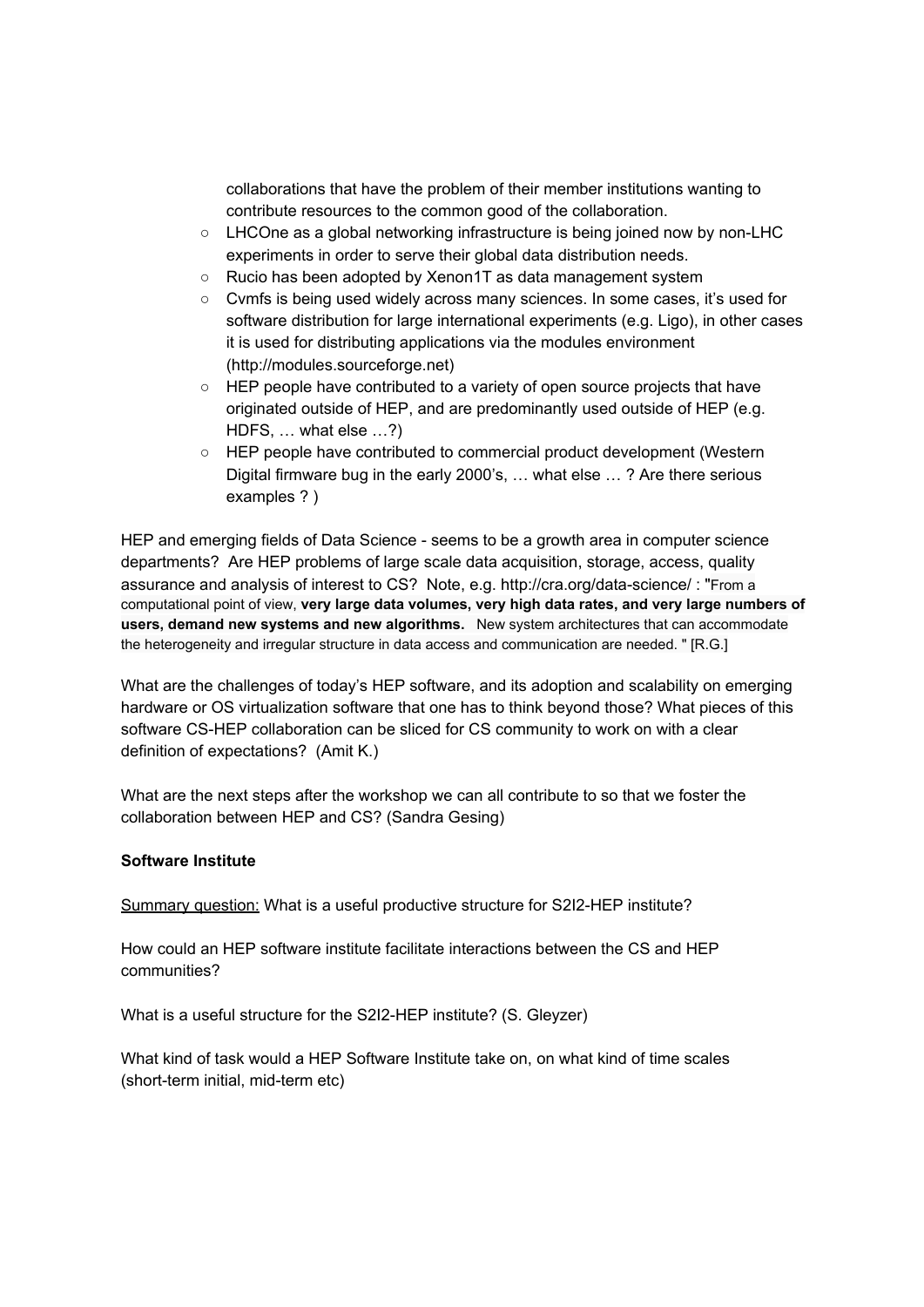collaborations that have the problem of their member institutions wanting to contribute resources to the common good of the collaboration.

- LHCOne as a global networking infrastructure is being joined now by non-LHC experiments in order to serve their global data distribution needs.
- Rucio has been adopted by Xenon1T as data management system
- Cvmfs is being used widely across many sciences. In some cases, it's used for software distribution for large international experiments (e.g. Ligo), in other cases it is used for distributing applications via the modules environment (http://modules.sourceforge.net)
- HEP people have contributed to a variety of open source projects that have originated outside of HEP, and are predominantly used outside of HEP (e.g. HDFS, … what else …?)
- HEP people have contributed to commercial product development (Western Digital firmware bug in the early 2000's, … what else … ? Are there serious examples ? )

HEP and emerging fields of Data Science - seems to be a growth area in computer science departments? Are HEP problems of large scale data acquisition, storage, access, quality assurance and analysis of interest to CS? Note, e.g. http://cra.org/data-science/ : "From a computational point of view, **very large data volumes, very high data rates, and very large numbers of users, demand new systems and new algorithms.** New system architectures that can accommodate the heterogeneity and irregular structure in data access and communication are needed. " [R.G.]

What are the challenges of today's HEP software, and its adoption and scalability on emerging hardware or OS virtualization software that one has to think beyond those? What pieces of this software CS-HEP collaboration can be sliced for CS community to work on with a clear definition of expectations? (Amit K.)

What are the next steps after the workshop we can all contribute to so that we foster the collaboration between HEP and CS? (Sandra Gesing)

**Software Institute**

Summary question: What is a useful productive structure for S2I2-HEP institute?

How could an HEP software institute facilitate interactions between the CS and HEP communities?

What is a useful structure for the S2I2-HEP institute? (S. Gleyzer)

What kind of task would a HEP Software Institute take on, on what kind of time scales (short-term initial, mid-term etc)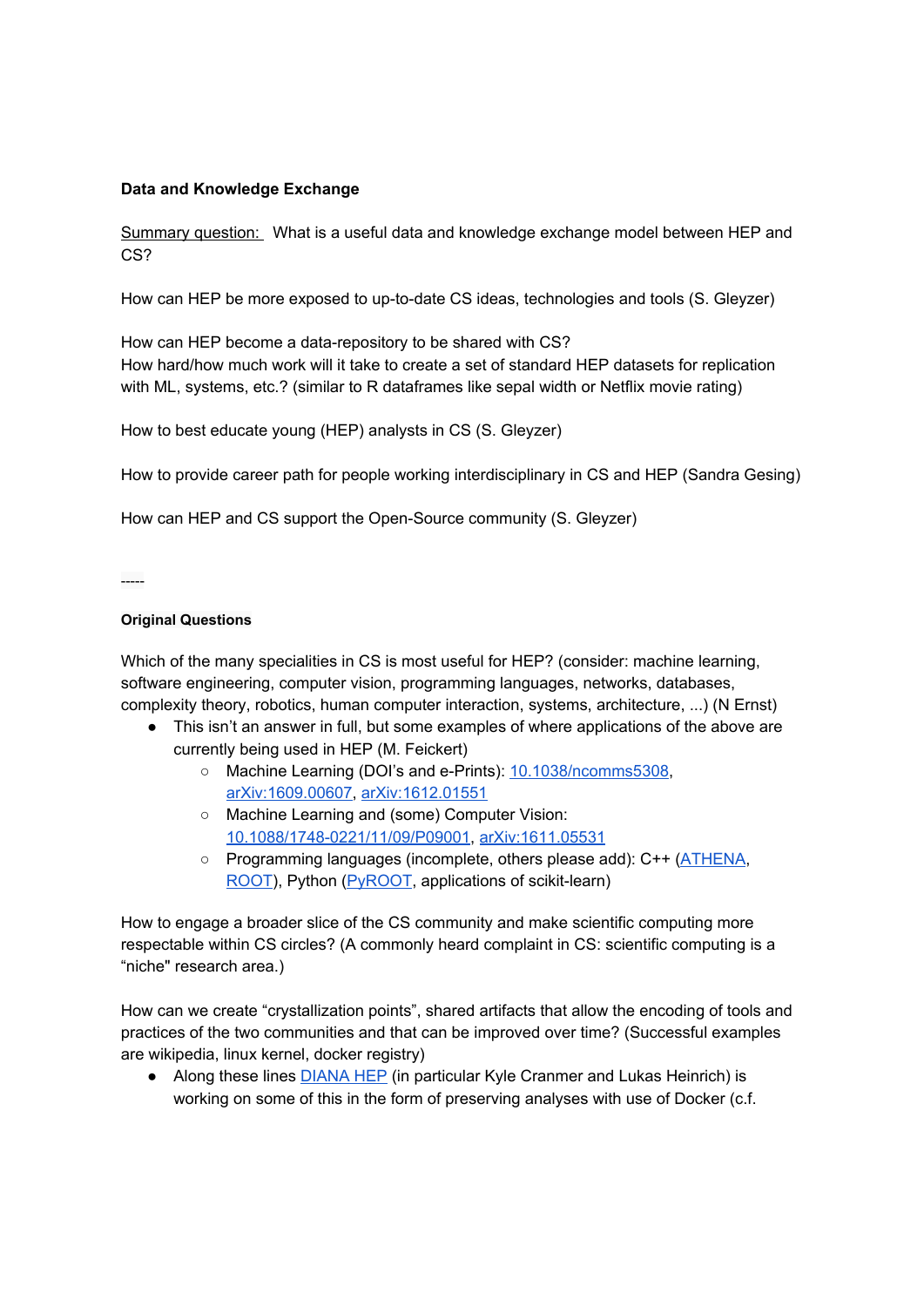**Data and Knowledge Exchange**

Summary question: What is a useful data and knowledge exchange model between HEP and CS?

How can HEP be more exposed to up-to-date CS ideas, technologies and tools (S. Gleyzer)

How can HEP become a data-repository to be shared with CS?
How hard/how much work will it take to create a set of standard HEP datasets for replication with ML, systems, etc.? (similar to R dataframes like sepal width or Netflix movie rating)

How to best educate young (HEP) analysts in CS (S. Gleyzer)

How to provide career path for people working interdisciplinary in CS and HEP (Sandra Gesing)

How can HEP and CS support the Open-Source community (S. Gleyzer)

-----

**Original Questions**

Which of the many specialities in CS is most useful for HEP? (consider: machine learning, software engineering, computer vision, programming languages, networks, databases, complexity theory, robotics, human computer interaction, systems, architecture, ...) (N Ernst)

- This isn't an answer in full, but some examples of where applications of the above are currently being used in HEP (M. Feickert)
  - Machine Learning (DOI's and e-Prints): 10.1038/ncomms5308, arXiv:1609.00607, arXiv:1612.01551
  - Machine Learning and (some) Computer Vision: 10.1088/1748-0221/11/09/P09001, arXiv:1611.05531
  - Programming languages (incomplete, others please add): C++ (ATHENA, ROOT), Python (PyROOT, applications of scikit-learn)

How to engage a broader slice of the CS community and make scientific computing more respectable within CS circles? (A commonly heard complaint in CS: scientific computing is a "niche" research area.)

How can we create "crystallization points", shared artifacts that allow the encoding of tools and practices of the two communities and that can be improved over time? (Successful examples are wikipedia, linux kernel, docker registry)

- Along these lines DIANA HEP (in particular Kyle Cranmer and Lukas Heinrich) is working on some of this in the form of preserving analyses with use of Docker (c.f.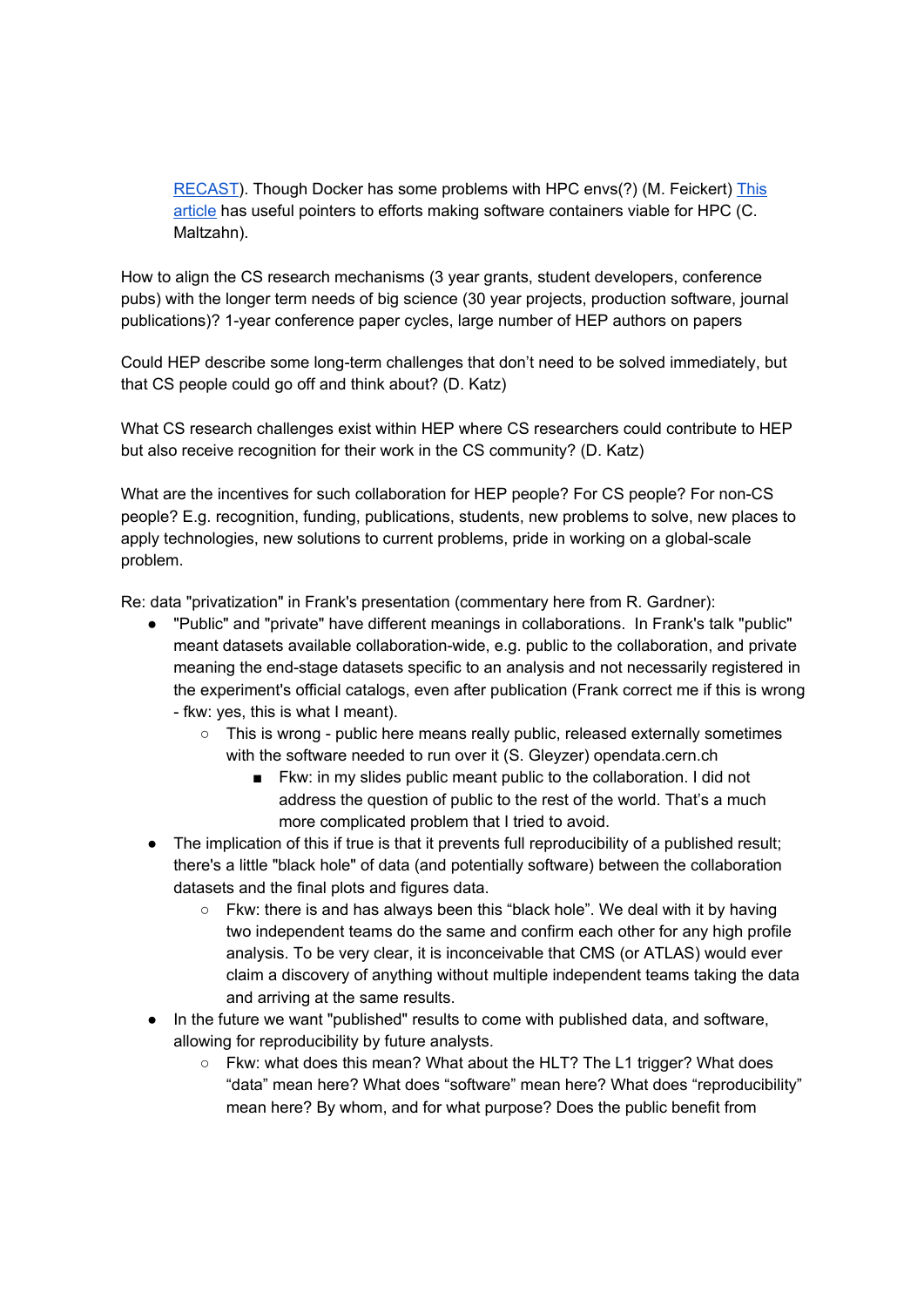RECAST). Though Docker has some problems with HPC envs(?) (M. Feickert) This article has useful pointers to efforts making software containers viable for HPC (C. Maltzahn).

How to align the CS research mechanisms (3 year grants, student developers, conference pubs) with the longer term needs of big science (30 year projects, production software, journal publications)? 1-year conference paper cycles, large number of HEP authors on papers

Could HEP describe some long-term challenges that don't need to be solved immediately, but that CS people could go off and think about? (D. Katz)

What CS research challenges exist within HEP where CS researchers could contribute to HEP but also receive recognition for their work in the CS community? (D. Katz)

What are the incentives for such collaboration for HEP people? For CS people? For non-CS people? E.g. recognition, funding, publications, students, new problems to solve, new places to apply technologies, new solutions to current problems, pride in working on a global-scale problem.

Re: data "privatization" in Frank's presentation (commentary here from R. Gardner):

- "Public" and "private" have different meanings in collaborations. In Frank's talk "public" meant datasets available collaboration-wide, e.g. public to the collaboration, and private meaning the end-stage datasets specific to an analysis and not necessarily registered in the experiment's official catalogs, even after publication (Frank correct me if this is wrong - fkw: yes, this is what I meant).
  - This is wrong - public here means really public, released externally sometimes with the software needed to run over it (S. Gleyzer) opendata.cern.ch
    - Fkw: in my slides public meant public to the collaboration. I did not address the question of public to the rest of the world. That's a much more complicated problem that I tried to avoid.
- The implication of this if true is that it prevents full reproducibility of a published result; there's a little "black hole" of data (and potentially software) between the collaboration datasets and the final plots and figures data.
  - Fkw: there is and has always been this "black hole". We deal with it by having two independent teams do the same and confirm each other for any high profile analysis. To be very clear, it is inconceivable that CMS (or ATLAS) would ever claim a discovery of anything without multiple independent teams taking the data and arriving at the same results.
- In the future we want "published" results to come with published data, and software, allowing for reproducibility by future analysts.
  - Fkw: what does this mean? What about the HLT? The L1 trigger? What does "data" mean here? What does "software" mean here? What does "reproducibility" mean here? By whom, and for what purpose? Does the public benefit from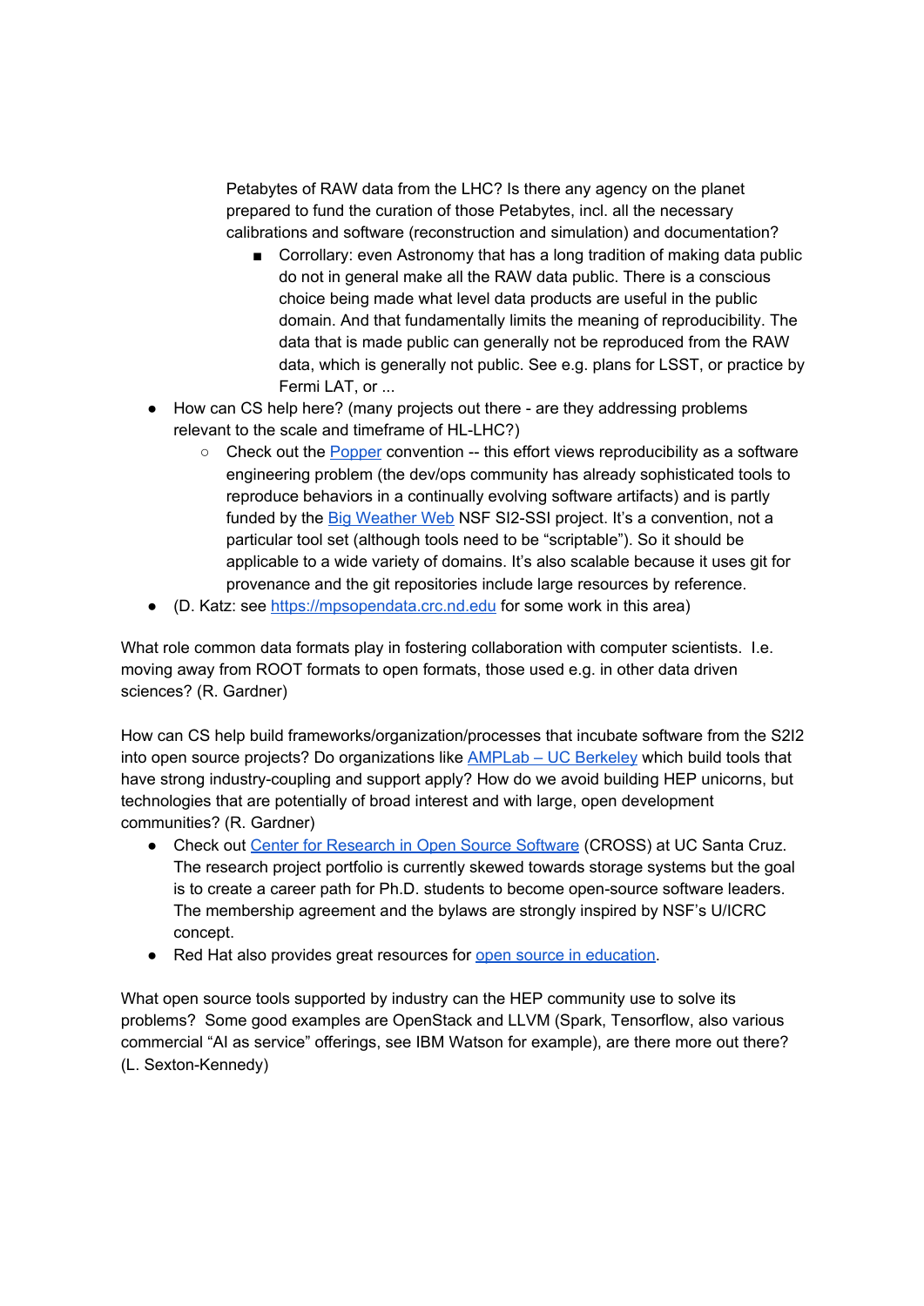Petabytes of RAW data from the LHC? Is there any agency on the planet prepared to fund the curation of those Petabytes, incl. all the necessary calibrations and software (reconstruction and simulation) and documentation?

        - Corrolary: even Astronomy that has a long tradition of making data public do not in general make all the RAW data public. There is a conscious choice being made what level data products are useful in the public domain. And that fundamentally limits the meaning of reproducibility. The data that is made public can generally not be reproduced from the RAW data, which is generally not public. See e.g. plans for LSST, or practice by Fermi LAT, or ...

- How can CS help here? (many projects out there - are they addressing problems relevant to the scale and timeframe of HL-LHC?)
    - Check out the [Popper](Popper) convention -- this effort views reproducibility as a software engineering problem (the dev/ops community has already sophisticated tools to reproduce behaviors in a continually evolving software artifacts) and is partly funded by the [Big Weather Web](Big Weather Web) NSF SI2-SSI project. It's a convention, not a particular tool set (although tools need to be "scriptable"). So it should be applicable to a wide variety of domains. It's also scalable because it uses git for provenance and the git repositories include large resources by reference.
- (D. Katz: see https://mpsopendata.crc.nd.edu for some work in this area)

What role common data formats play in fostering collaboration with computer scientists. I.e. moving away from ROOT formats to open formats, those used e.g. in other data driven sciences? (R. Gardner)

How can CS help build frameworks/organization/processes that incubate software from the S2I2 into open source projects? Do organizations like [AMPLab – UC Berkeley](AMPLab – UC Berkeley) which build tools that have strong industry-coupling and support apply? How do we avoid building HEP unicorns, but technologies that are potentially of broad interest and with large, open development communities? (R. Gardner)

- Check out [Center for Research in Open Source Software](Center for Research in Open Source Software) (CROSS) at UC Santa Cruz. The research project portfolio is currently skewed towards storage systems but the goal is to create a career path for Ph.D. students to become open-source software leaders. The membership agreement and the bylaws are strongly inspired by NSF's U/ICRC concept.
- Red Hat also provides great resources for [open source in education](open source in education).

What open source tools supported by industry can the HEP community use to solve its problems? Some good examples are OpenStack and LLVM (Spark, Tensorflow, also various commercial "AI as service" offerings, see IBM Watson for example), are there more out there? (L. Sexton-Kennedy)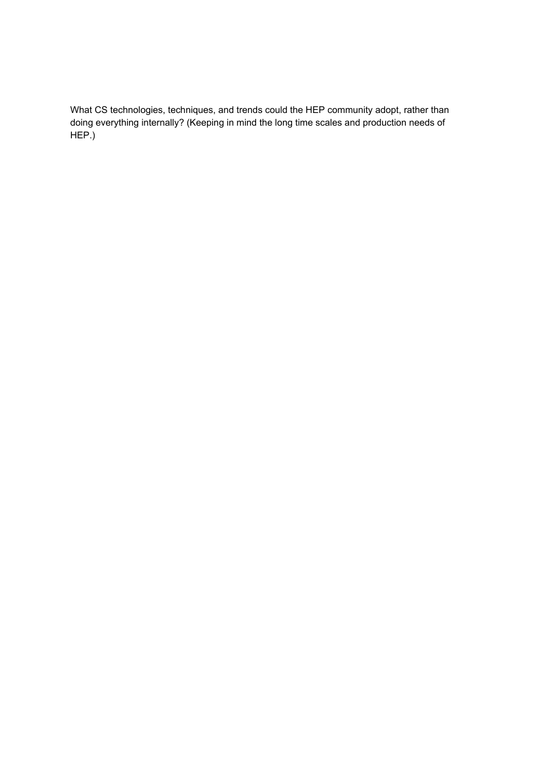What CS technologies, techniques, and trends could the HEP community adopt, rather than doing everything internally? (Keeping in mind the long time scales and production needs of HEP.)